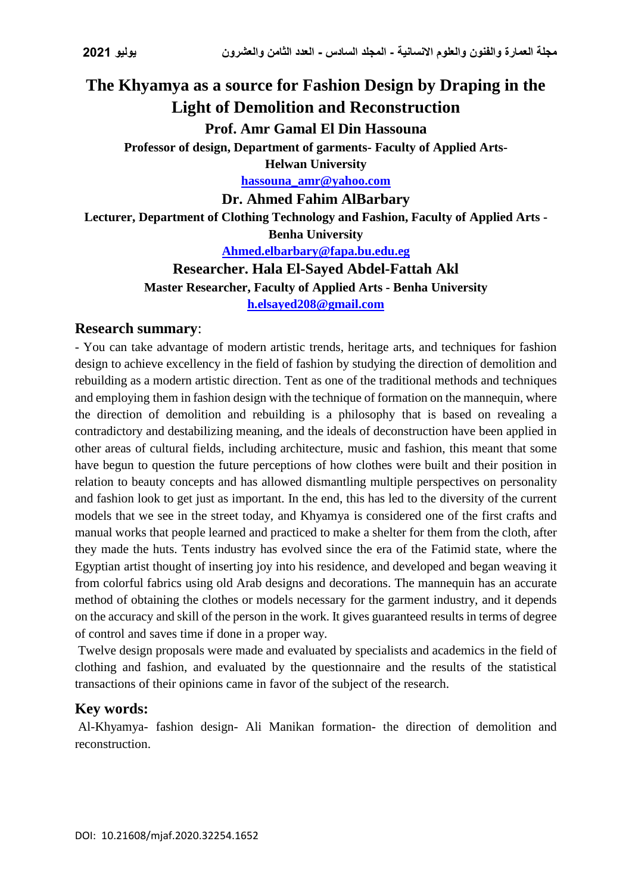# The Khyamya as a source for Fashion Design by Draping in the Light of Demolition and Reconstruction

**Prof. Amr Gamal El Din Hassouna**

**Professor of design, Department of garments- Faculty of Applied Arts- Helwan University**

**hassouna_amr@yahoo.com**

**Dr. Ahmed Fahim AlBarbary**

**Lecturer, Department of Clothing Technology and Fashion, Faculty of Applied Arts - Benha University**

**Ahmed.elbarbary@fapa.bu.edu.eg**

**Researcher. Hala El-Sayed Abdel-Fattah Akl**

**Master Researcher, Faculty of Applied Arts - Benha University**

**h.elsayed208@gmail.com**

## Research summary:

- You can take advantage of modern artistic trends, heritage arts, and techniques for fashion design to achieve excellency in the field of fashion by studying the direction of demolition and rebuilding as a modern artistic direction. Tent as one of the traditional methods and techniques and employing them in fashion design with the technique of formation on the mannequin, where the direction of demolition and rebuilding is a philosophy that is based on revealing a contradictory and destabilizing meaning, and the ideals of deconstruction have been applied in other areas of cultural fields, including architecture, music and fashion, this meant that some have begun to question the future perceptions of how clothes were built and their position in relation to beauty concepts and has allowed dismantling multiple perspectives on personality and fashion look to get just as important. In the end, this has led to the diversity of the current models that we see in the street today, and Khyamya is considered one of the first crafts and manual works that people learned and practiced to make a shelter for them from the cloth, after they made the huts. Tents industry has evolved since the era of the Fatimid state, where the Egyptian artist thought of inserting joy into his residence, and developed and began weaving it from colorful fabrics using old Arab designs and decorations. The mannequin has an accurate method of obtaining the clothes or models necessary for the garment industry, and it depends on the accuracy and skill of the person in the work. It gives guaranteed results in terms of degree of control and saves time if done in a proper way.

Twelve design proposals were made and evaluated by specialists and academics in the field of clothing and fashion, and evaluated by the questionnaire and the results of the statistical transactions of their opinions came in favor of the subject of the research.

## Key words:

Al-Khyamya- fashion design- Ali Manikan formation- the direction of demolition and reconstruction.

DOI: 10.21608/mjaf.2020.32254.1652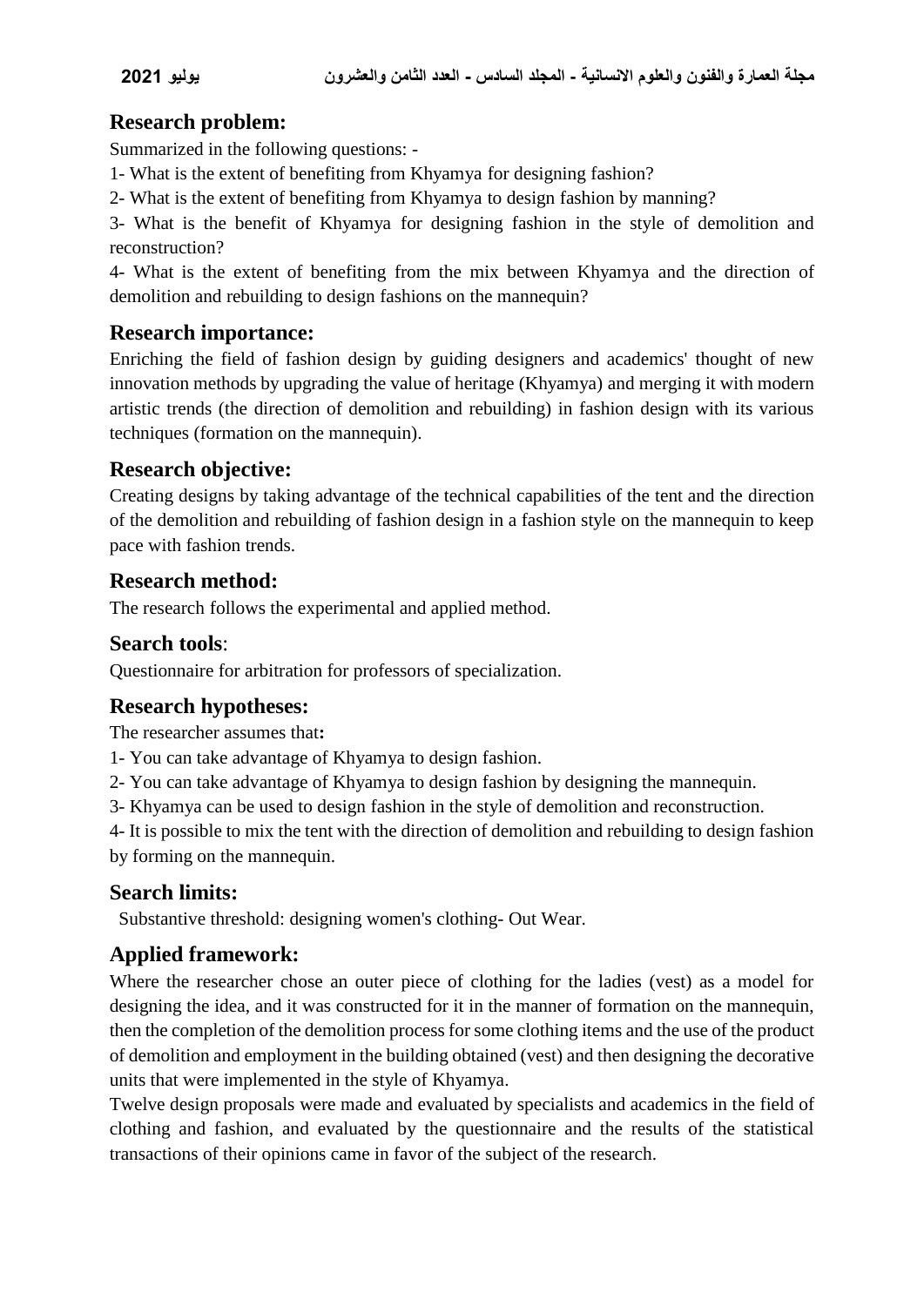## Research problem:

Summarized in the following questions: -

1- What is the extent of benefiting from Khyamya for designing fashion?

2- What is the extent of benefiting from Khyamya to design fashion by manning?

3- What is the benefit of Khyamya for designing fashion in the style of demolition and reconstruction?

4- What is the extent of benefiting from the mix between Khyamya and the direction of demolition and rebuilding to design fashions on the mannequin?

## Research importance:

Enriching the field of fashion design by guiding designers and academics' thought of new innovation methods by upgrading the value of heritage (Khyamya) and merging it with modern artistic trends (the direction of demolition and rebuilding) in fashion design with its various techniques (formation on the mannequin).

## Research objective:

Creating designs by taking advantage of the technical capabilities of the tent and the direction of the demolition and rebuilding of fashion design in a fashion style on the mannequin to keep pace with fashion trends.

## Research method:

The research follows the experimental and applied method.

## Search tools:

Questionnaire for arbitration for professors of specialization.

## Research hypotheses:

The researcher assumes that**:**

1- You can take advantage of Khyamya to design fashion.

2- You can take advantage of Khyamya to design fashion by designing the mannequin.

3- Khyamya can be used to design fashion in the style of demolition and reconstruction.

4- It is possible to mix the tent with the direction of demolition and rebuilding to design fashion by forming on the mannequin.

## Search limits:

Substantive threshold: designing women's clothing- Out Wear.

## Applied framework:

Where the researcher chose an outer piece of clothing for the ladies (vest) as a model for designing the idea, and it was constructed for it in the manner of formation on the mannequin, then the completion of the demolition process for some clothing items and the use of the product of demolition and employment in the building obtained (vest) and then designing the decorative units that were implemented in the style of Khyamya.

Twelve design proposals were made and evaluated by specialists and academics in the field of clothing and fashion, and evaluated by the questionnaire and the results of the statistical transactions of their opinions came in favor of the subject of the research.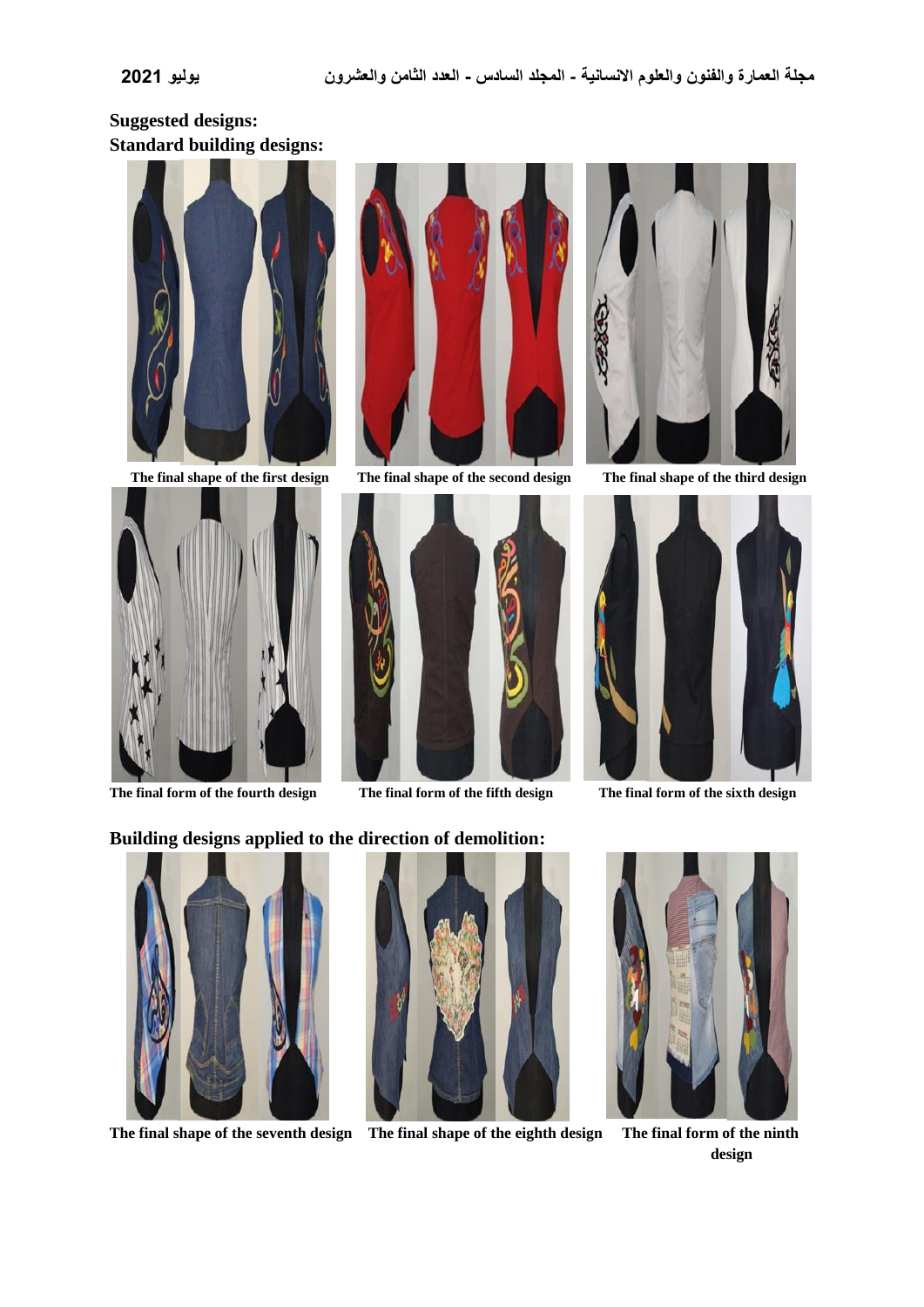**Suggested designs:**

**Standard building designs:**

The final shape of the first design

The final shape of the second design

The final shape of the third design

The final form of the fourth design

The final form of the fifth design

The final form of the sixth design

**Building designs applied to the direction of demolition:**

The final shape of the seventh design

The final shape of the eighth design

The final form of the ninth design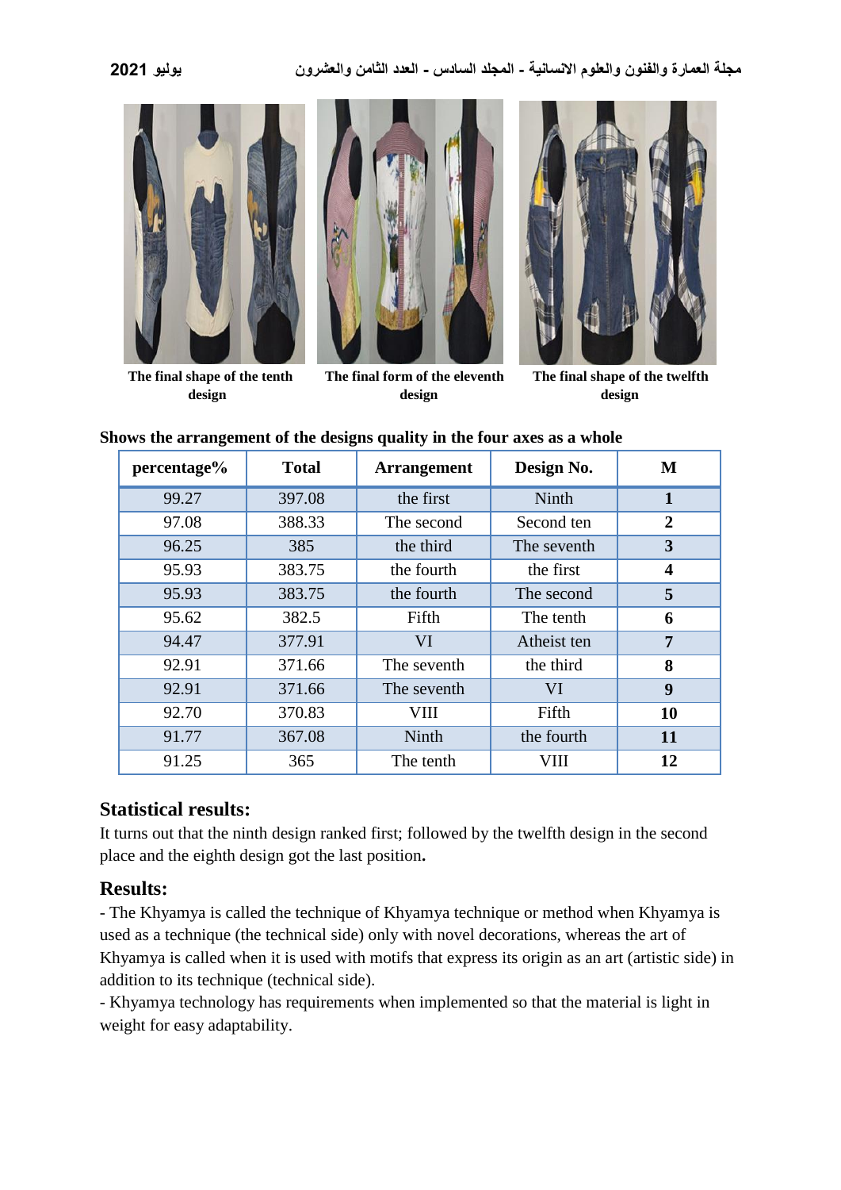The final shape of the tenth design

The final form of the eleventh design

The final shape of the twelfth design

**Shows the arrangement of the designs quality in the four axes as a whole**

| percentage% | Total | Arrangement | Design No. | M |
|---|---|---|---|---|
| 99.27 | 397.08 | the first | Ninth | **1** |
| 97.08 | 388.33 | The second | Second ten | **2** |
| 96.25 | 385 | the third | The seventh | **3** |
| 95.93 | 383.75 | the fourth | the first | **4** |
| 95.93 | 383.75 | the fourth | The second | **5** |
| 95.62 | 382.5 | Fifth | The tenth | **6** |
| 94.47 | 377.91 | VI | Atheist ten | **7** |
| 92.91 | 371.66 | The seventh | the third | **8** |
| 92.91 | 371.66 | The seventh | VI | **9** |
| 92.70 | 370.83 | VIII | Fifth | **10** |
| 91.77 | 367.08 | Ninth | the fourth | **11** |
| 91.25 | 365 | The tenth | VIII | **12** |

## Statistical results:

It turns out that the ninth design ranked first; followed by the twelfth design in the second place and the eighth design got the last position**.**

## Results:

- The Khyamya is called the technique of Khyamya technique or method when Khyamya is used as a technique (the technical side) only with novel decorations, whereas the art of Khyamya is called when it is used with motifs that express its origin as an art (artistic side) in addition to its technique (technical side).
- Khyamya technology has requirements when implemented so that the material is light in weight for easy adaptability.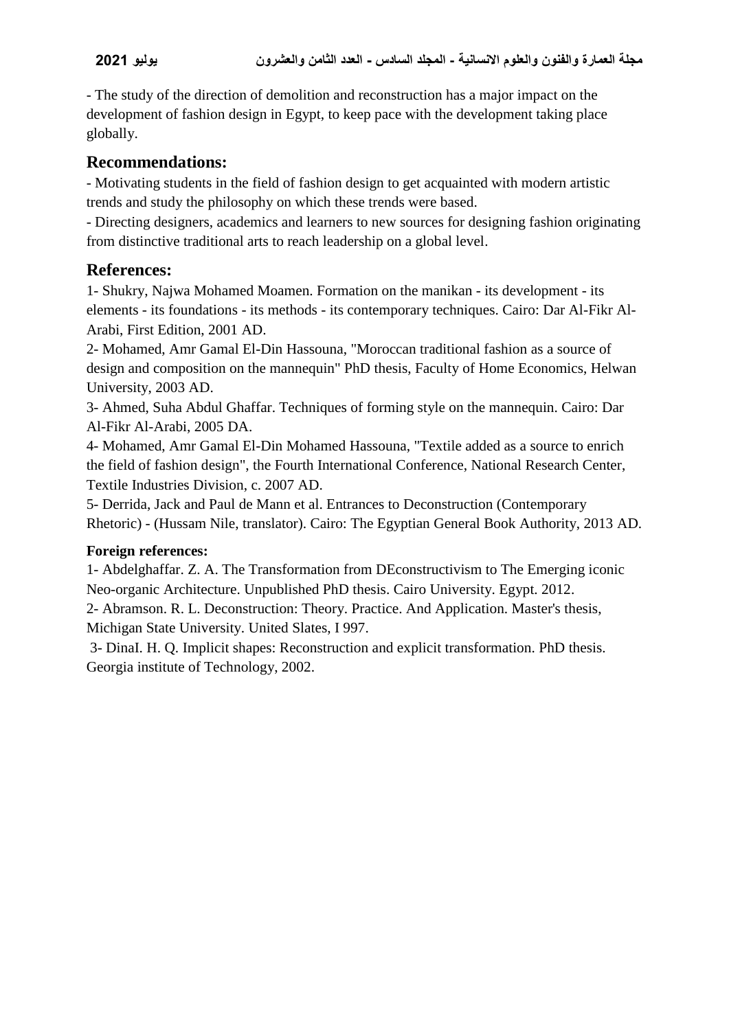- The study of the direction of demolition and reconstruction has a major impact on the development of fashion design in Egypt, to keep pace with the development taking place globally.

## Recommendations:

- Motivating students in the field of fashion design to get acquainted with modern artistic trends and study the philosophy on which these trends were based.
- Directing designers, academics and learners to new sources for designing fashion originating from distinctive traditional arts to reach leadership on a global level.

## References:

1- Shukry, Najwa Mohamed Moamen. Formation on the manikan - its development - its elements - its foundations - its methods - its contemporary techniques. Cairo: Dar Al-Fikr Al-Arabi, First Edition, 2001 AD.

2- Mohamed, Amr Gamal El-Din Hassouna, "Moroccan traditional fashion as a source of design and composition on the mannequin" PhD thesis, Faculty of Home Economics, Helwan University, 2003 AD.

3- Ahmed, Suha Abdul Ghaffar. Techniques of forming style on the mannequin. Cairo: Dar Al-Fikr Al-Arabi, 2005 DA.

4- Mohamed, Amr Gamal El-Din Mohamed Hassouna, "Textile added as a source to enrich the field of fashion design", the Fourth International Conference, National Research Center, Textile Industries Division, c. 2007 AD.

5- Derrida, Jack and Paul de Mann et al. Entrances to Deconstruction (Contemporary Rhetoric) - (Hussam Nile, translator). Cairo: The Egyptian General Book Authority, 2013 AD.

**Foreign references:**

1- Abdelghaffar. Z. A. The Transformation from DEconstructivism to The Emerging iconic Neo-organic Architecture. Unpublished PhD thesis. Cairo University. Egypt. 2012.

2- Abramson. R. L. Deconstruction: Theory. Practice. And Application. Master's thesis, Michigan State University. United Slates, I 997.

3- DinaI. H. Q. Implicit shapes: Reconstruction and explicit transformation. PhD thesis. Georgia institute of Technology, 2002.